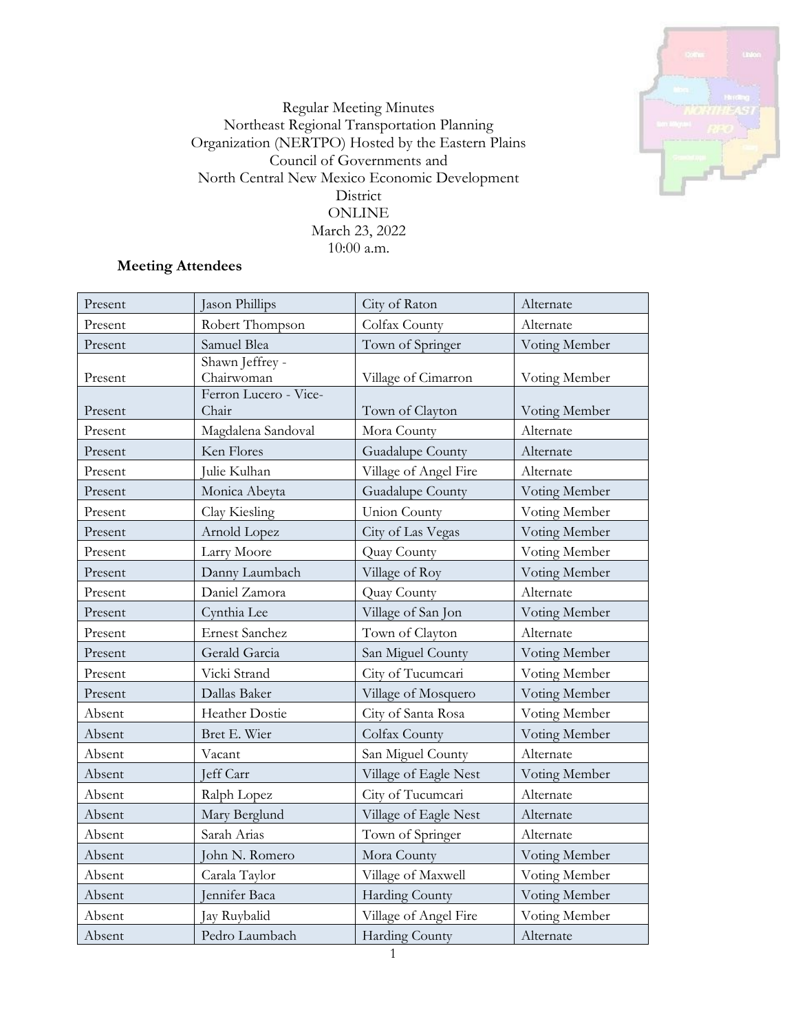Regular Meeting Minutes
Northeast Regional Transportation Planning Organization (NERTPO) Hosted by the Eastern Plains Council of Governments and North Central New Mexico Economic Development District
ONLINE
March 23, 2022
10:00 a.m.

### Meeting Attendees

| | | | |
|---|---|---|---|
| Present | Jason Phillips | City of Raton | Alternate |
| Present | Robert Thompson | Colfax County | Alternate |
| Present | Samuel Blea | Town of Springer | Voting Member |
| Present | Shawn Jeffrey - Chairwoman | Village of Cimarron | Voting Member |
| Present | Ferron Lucero - Vice-Chair | Town of Clayton | Voting Member |
| Present | Magdalena Sandoval | Mora County | Alternate |
| Present | Ken Flores | Guadalupe County | Alternate |
| Present | Julie Kulhan | Village of Angel Fire | Alternate |
| Present | Monica Abeyta | Guadalupe County | Voting Member |
| Present | Clay Kiesling | Union County | Voting Member |
| Present | Arnold Lopez | City of Las Vegas | Voting Member |
| Present | Larry Moore | Quay County | Voting Member |
| Present | Danny Laumbach | Village of Roy | Voting Member |
| Present | Daniel Zamora | Quay County | Alternate |
| Present | Cynthia Lee | Village of San Jon | Voting Member |
| Present | Ernest Sanchez | Town of Clayton | Alternate |
| Present | Gerald Garcia | San Miguel County | Voting Member |
| Present | Vicki Strand | City of Tucumcari | Voting Member |
| Present | Dallas Baker | Village of Mosquero | Voting Member |
| Absent | Heather Dostie | City of Santa Rosa | Voting Member |
| Absent | Bret E. Wier | Colfax County | Voting Member |
| Absent | Vacant | San Miguel County | Alternate |
| Absent | Jeff Carr | Village of Eagle Nest | Voting Member |
| Absent | Ralph Lopez | City of Tucumcari | Alternate |
| Absent | Mary Berglund | Village of Eagle Nest | Alternate |
| Absent | Sarah Arias | Town of Springer | Alternate |
| Absent | John N. Romero | Mora County | Voting Member |
| Absent | Carala Taylor | Village of Maxwell | Voting Member |
| Absent | Jennifer Baca | Harding County | Voting Member |
| Absent | Jay Ruybalid | Village of Angel Fire | Voting Member |
| Absent | Pedro Laumbach | Harding County | Alternate |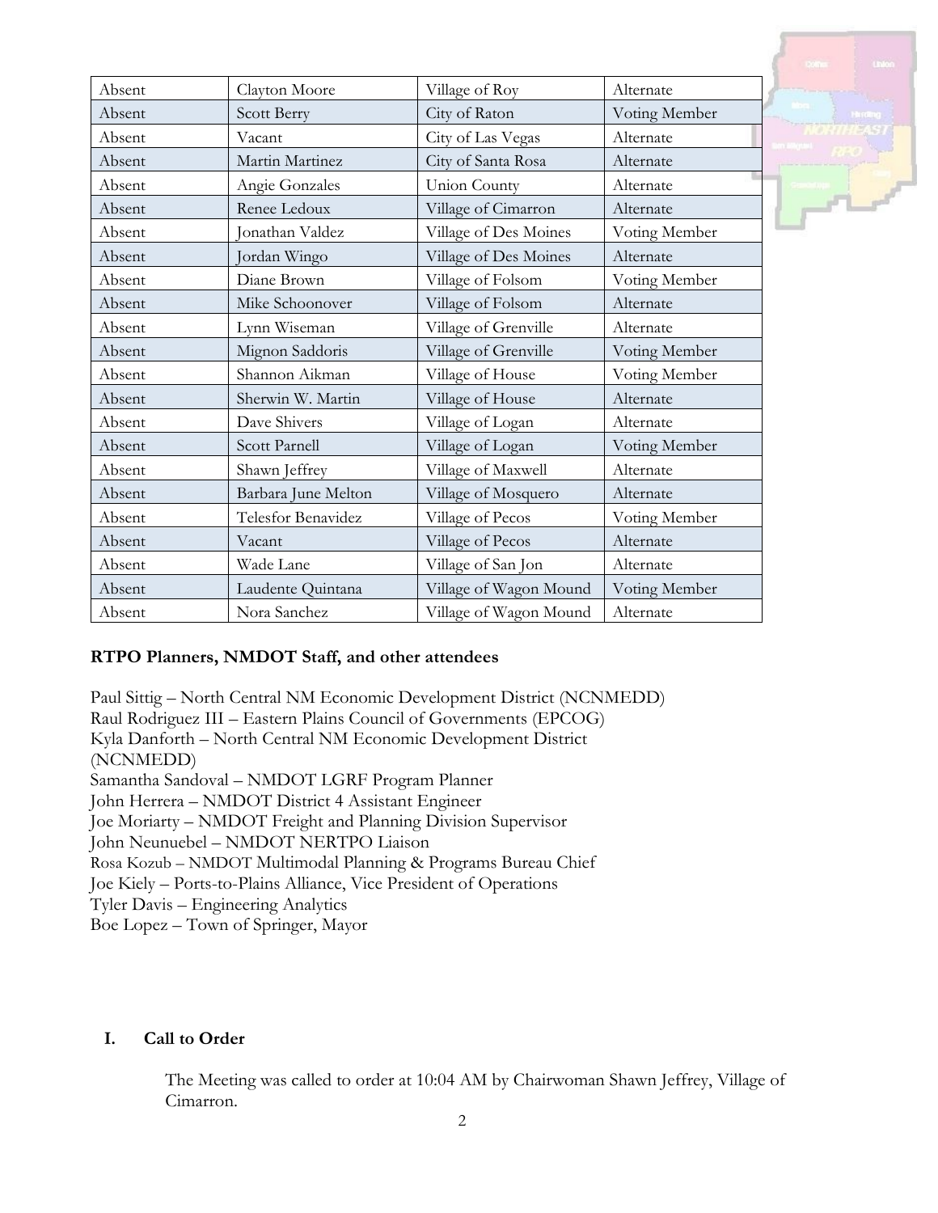| Absent | Clayton Moore | Village of Roy | Alternate |
|---|---|---|---|
| Absent | Scott Berry | City of Raton | Voting Member |
| Absent | Vacant | City of Las Vegas | Alternate |
| Absent | Martin Martinez | City of Santa Rosa | Alternate |
| Absent | Angie Gonzales | Union County | Alternate |
| Absent | Renee Ledoux | Village of Cimarron | Alternate |
| Absent | Jonathan Valdez | Village of Des Moines | Voting Member |
| Absent | Jordan Wingo | Village of Des Moines | Alternate |
| Absent | Diane Brown | Village of Folsom | Voting Member |
| Absent | Mike Schoonover | Village of Folsom | Alternate |
| Absent | Lynn Wiseman | Village of Grenville | Alternate |
| Absent | Mignon Saddoris | Village of Grenville | Voting Member |
| Absent | Shannon Aikman | Village of House | Voting Member |
| Absent | Sherwin W. Martin | Village of House | Alternate |
| Absent | Dave Shivers | Village of Logan | Alternate |
| Absent | Scott Parnell | Village of Logan | Voting Member |
| Absent | Shawn Jeffrey | Village of Maxwell | Alternate |
| Absent | Barbara June Melton | Village of Mosquero | Alternate |
| Absent | Telesfor Benavidez | Village of Pecos | Voting Member |
| Absent | Vacant | Village of Pecos | Alternate |
| Absent | Wade Lane | Village of San Jon | Alternate |
| Absent | Laudente Quintana | Village of Wagon Mound | Voting Member |
| Absent | Nora Sanchez | Village of Wagon Mound | Alternate |

**RTPO Planners, NMDOT Staff, and other attendees**

Paul Sittig – North Central NM Economic Development District (NCNMEDD)
Raul Rodriguez III – Eastern Plains Council of Governments (EPCOG)
Kyla Danforth – North Central NM Economic Development District (NCNMEDD)
Samantha Sandoval – NMDOT LGRF Program Planner
John Herrera – NMDOT District 4 Assistant Engineer
Joe Moriarty – NMDOT Freight and Planning Division Supervisor
John Neunuebel – NMDOT NERTPO Liaison
Rosa Kozub – NMDOT Multimodal Planning & Programs Bureau Chief
Joe Kiely – Ports-to-Plains Alliance, Vice President of Operations
Tyler Davis – Engineering Analytics
Boe Lopez – Town of Springer, Mayor

## I. Call to Order

The Meeting was called to order at 10:04 AM by Chairwoman Shawn Jeffrey, Village of Cimarron.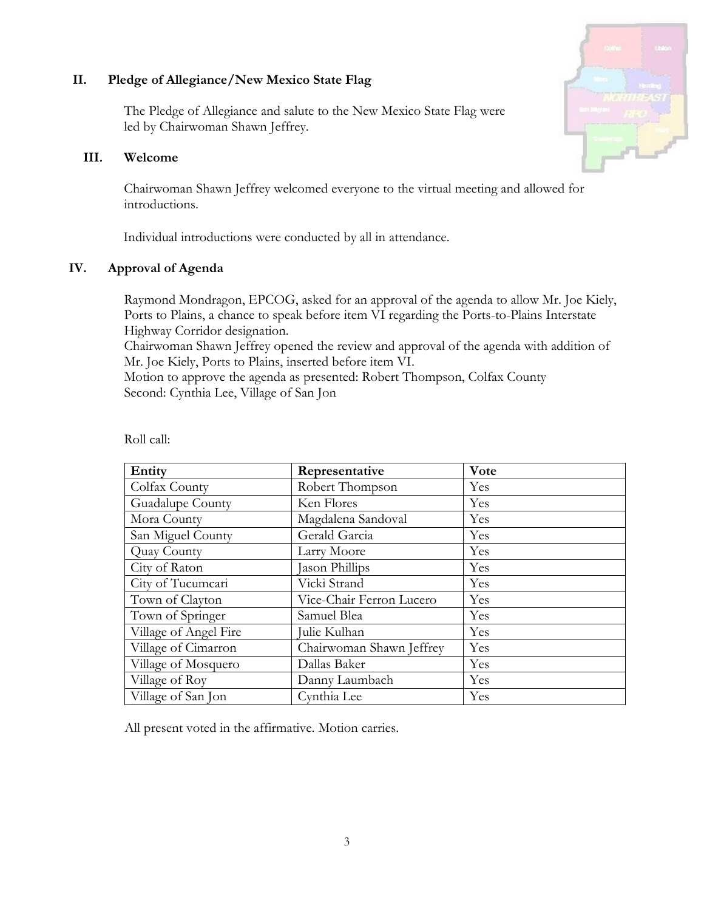## II. Pledge of Allegiance/New Mexico State Flag

The Pledge of Allegiance and salute to the New Mexico State Flag were led by Chairwoman Shawn Jeffrey.

## III. Welcome

Chairwoman Shawn Jeffrey welcomed everyone to the virtual meeting and allowed for introductions.

Individual introductions were conducted by all in attendance.

## IV. Approval of Agenda

Raymond Mondragon, EPCOG, asked for an approval of the agenda to allow Mr. Joe Kiely, Ports to Plains, a chance to speak before item VI regarding the Ports-to-Plains Interstate Highway Corridor designation.
Chairwoman Shawn Jeffrey opened the review and approval of the agenda with addition of Mr. Joe Kiely, Ports to Plains, inserted before item VI.
Motion to approve the agenda as presented: Robert Thompson, Colfax County
Second: Cynthia Lee, Village of San Jon

Roll call:

| Entity | Representative | Vote |
|---|---|---|
| Colfax County | Robert Thompson | Yes |
| Guadalupe County | Ken Flores | Yes |
| Mora County | Magdalena Sandoval | Yes |
| San Miguel County | Gerald Garcia | Yes |
| Quay County | Larry Moore | Yes |
| City of Raton | Jason Phillips | Yes |
| City of Tucumcari | Vicki Strand | Yes |
| Town of Clayton | Vice-Chair Ferron Lucero | Yes |
| Town of Springer | Samuel Blea | Yes |
| Village of Angel Fire | Julie Kulhan | Yes |
| Village of Cimarron | Chairwoman Shawn Jeffrey | Yes |
| Village of Mosquero | Dallas Baker | Yes |
| Village of Roy | Danny Laumbach | Yes |
| Village of San Jon | Cynthia Lee | Yes |

All present voted in the affirmative. Motion carries.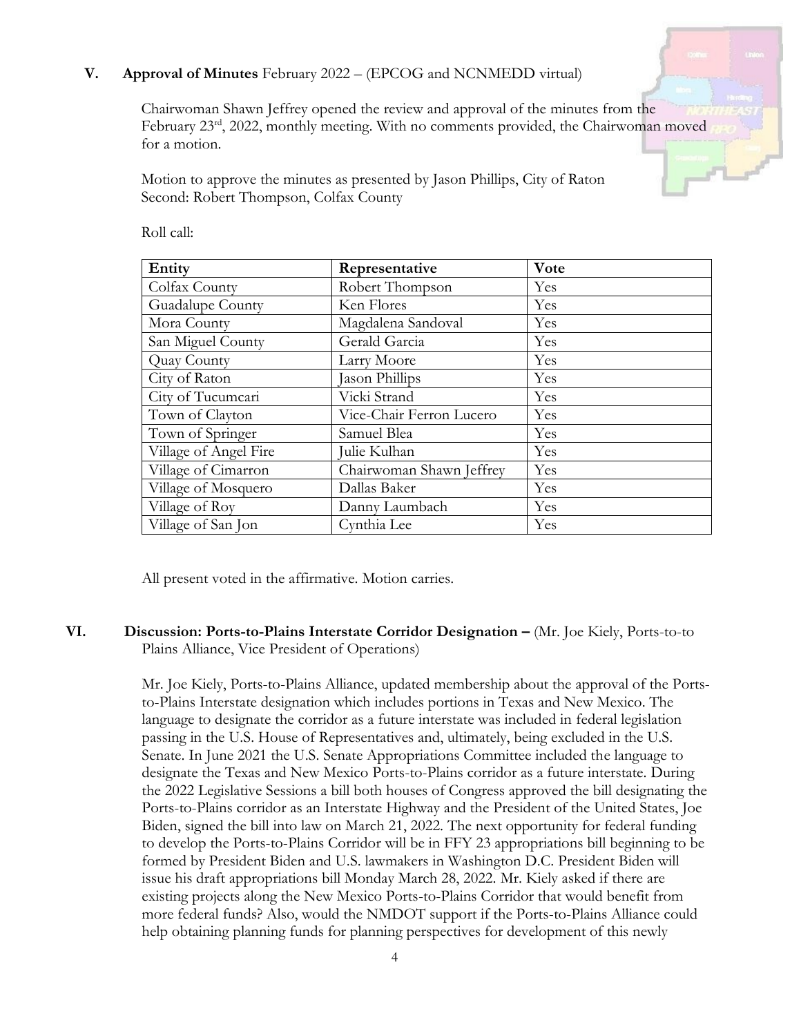## V. **Approval of Minutes** February 2022 – (EPCOG and NCNMEDD virtual)

Chairwoman Shawn Jeffrey opened the review and approval of the minutes from the February 23rd, 2022, monthly meeting. With no comments provided, the Chairwoman moved for a motion.

Motion to approve the minutes as presented by Jason Phillips, City of Raton
Second: Robert Thompson, Colfax County

Roll call:

| Entity | Representative | Vote |
|---|---|---|
| Colfax County | Robert Thompson | Yes |
| Guadalupe County | Ken Flores | Yes |
| Mora County | Magdalena Sandoval | Yes |
| San Miguel County | Gerald Garcia | Yes |
| Quay County | Larry Moore | Yes |
| City of Raton | Jason Phillips | Yes |
| City of Tucumcari | Vicki Strand | Yes |
| Town of Clayton | Vice-Chair Ferron Lucero | Yes |
| Town of Springer | Samuel Blea | Yes |
| Village of Angel Fire | Julie Kulhan | Yes |
| Village of Cimarron | Chairwoman Shawn Jeffrey | Yes |
| Village of Mosquero | Dallas Baker | Yes |
| Village of Roy | Danny Laumbach | Yes |
| Village of San Jon | Cynthia Lee | Yes |

All present voted in the affirmative. Motion carries.

## VI. **Discussion: Ports-to-Plains Interstate Corridor Designation –** (Mr. Joe Kiely, Ports-to-to Plains Alliance, Vice President of Operations)

Mr. Joe Kiely, Ports-to-Plains Alliance, updated membership about the approval of the Ports-to-Plains Interstate designation which includes portions in Texas and New Mexico. The language to designate the corridor as a future interstate was included in federal legislation passing in the U.S. House of Representatives and, ultimately, being excluded in the U.S. Senate. In June 2021 the U.S. Senate Appropriations Committee included the language to designate the Texas and New Mexico Ports-to-Plains corridor as a future interstate. During the 2022 Legislative Sessions a bill both houses of Congress approved the bill designating the Ports-to-Plains corridor as an Interstate Highway and the President of the United States, Joe Biden, signed the bill into law on March 21, 2022. The next opportunity for federal funding to develop the Ports-to-Plains Corridor will be in FFY 23 appropriations bill beginning to be formed by President Biden and U.S. lawmakers in Washington D.C. President Biden will issue his draft appropriations bill Monday March 28, 2022. Mr. Kiely asked if there are existing projects along the New Mexico Ports-to-Plains Corridor that would benefit from more federal funds? Also, would the NMDOT support if the Ports-to-Plains Alliance could help obtaining planning funds for planning perspectives for development of this newly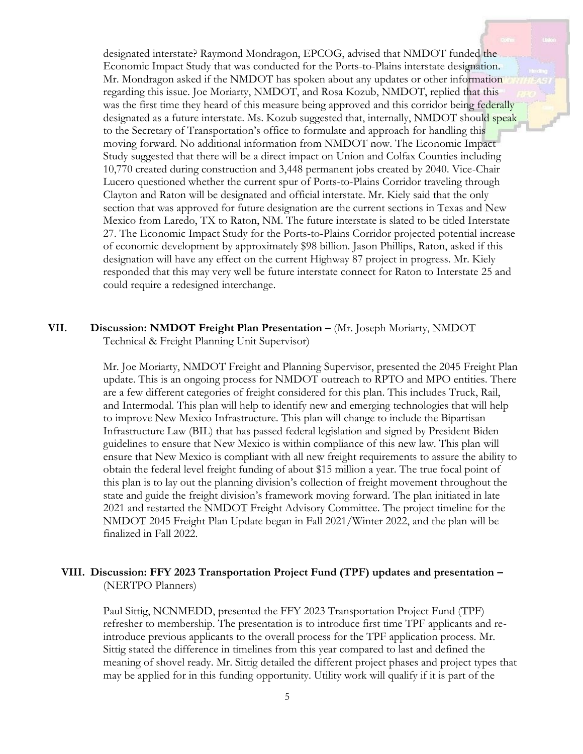designated interstate? Raymond Mondragon, EPCOG, advised that NMDOT funded the Economic Impact Study that was conducted for the Ports-to-Plains interstate designation. Mr. Mondragon asked if the NMDOT has spoken about any updates or other information regarding this issue. Joe Moriarty, NMDOT, and Rosa Kozub, NMDOT, replied that this was the first time they heard of this measure being approved and this corridor being federally designated as a future interstate. Ms. Kozub suggested that, internally, NMDOT should speak to the Secretary of Transportation's office to formulate and approach for handling this moving forward. No additional information from NMDOT now. The Economic Impact Study suggested that there will be a direct impact on Union and Colfax Counties including 10,770 created during construction and 3,448 permanent jobs created by 2040. Vice-Chair Lucero questioned whether the current spur of Ports-to-Plains Corridor traveling through Clayton and Raton will be designated and official interstate. Mr. Kiely said that the only section that was approved for future designation are the current sections in Texas and New Mexico from Laredo, TX to Raton, NM. The future interstate is slated to be titled Interstate 27. The Economic Impact Study for the Ports-to-Plains Corridor projected potential increase of economic development by approximately $98 billion. Jason Phillips, Raton, asked if this designation will have any effect on the current Highway 87 project in progress. Mr. Kiely responded that this may very well be future interstate connect for Raton to Interstate 25 and could require a redesigned interchange.

## VII. Discussion: NMDOT Freight Plan Presentation – (Mr. Joseph Moriarty, NMDOT Technical & Freight Planning Unit Supervisor)

Mr. Joe Moriarty, NMDOT Freight and Planning Supervisor, presented the 2045 Freight Plan update. This is an ongoing process for NMDOT outreach to RPTO and MPO entities. There are a few different categories of freight considered for this plan. This includes Truck, Rail, and Intermodal. This plan will help to identify new and emerging technologies that will help to improve New Mexico Infrastructure. This plan will change to include the Bipartisan Infrastructure Law (BIL) that has passed federal legislation and signed by President Biden guidelines to ensure that New Mexico is within compliance of this new law. This plan will ensure that New Mexico is compliant with all new freight requirements to assure the ability to obtain the federal level freight funding of about $15 million a year. The true focal point of this plan is to lay out the planning division's collection of freight movement throughout the state and guide the freight division's framework moving forward. The plan initiated in late 2021 and restarted the NMDOT Freight Advisory Committee. The project timeline for the NMDOT 2045 Freight Plan Update began in Fall 2021/Winter 2022, and the plan will be finalized in Fall 2022.

## VIII. Discussion: FFY 2023 Transportation Project Fund (TPF) updates and presentation – (NERTPO Planners)

Paul Sittig, NCNMEDD, presented the FFY 2023 Transportation Project Fund (TPF) refresher to membership. The presentation is to introduce first time TPF applicants and re-introduce previous applicants to the overall process for the TPF application process. Mr. Sittig stated the difference in timelines from this year compared to last and defined the meaning of shovel ready. Mr. Sittig detailed the different project phases and project types that may be applied for in this funding opportunity. Utility work will qualify if it is part of the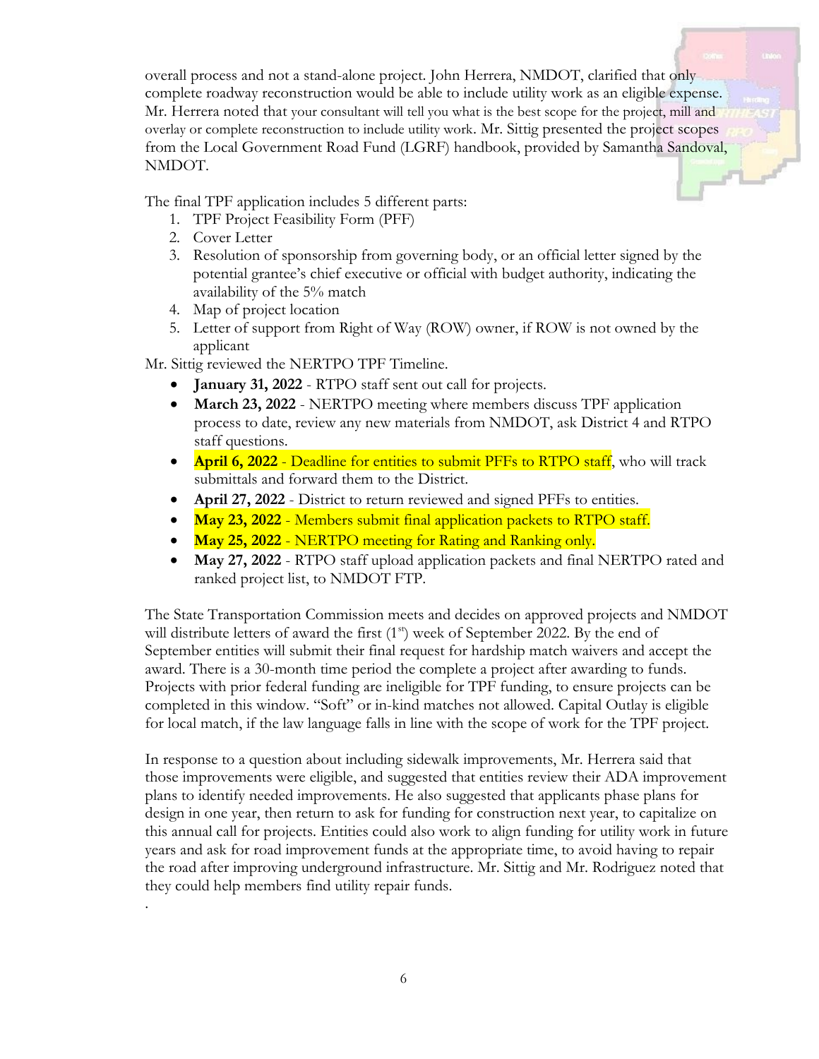overall process and not a stand-alone project. John Herrera, NMDOT, clarified that only complete roadway reconstruction would be able to include utility work as an eligible expense. Mr. Herrera noted that your consultant will tell you what is the best scope for the project, mill and overlay or complete reconstruction to include utility work. Mr. Sittig presented the project scopes from the Local Government Road Fund (LGRF) handbook, provided by Samantha Sandoval, NMDOT.

The final TPF application includes 5 different parts:

1. TPF Project Feasibility Form (PFF)
2. Cover Letter
3. Resolution of sponsorship from governing body, or an official letter signed by the potential grantee's chief executive or official with budget authority, indicating the availability of the 5% match
4. Map of project location
5. Letter of support from Right of Way (ROW) owner, if ROW is not owned by the applicant

Mr. Sittig reviewed the NERTPO TPF Timeline.

- **January 31, 2022** - RTPO staff sent out call for projects.
- **March 23, 2022** - NERTPO meeting where members discuss TPF application process to date, review any new materials from NMDOT, ask District 4 and RTPO staff questions.
- **April 6, 2022** - Deadline for entities to submit PFFs to RTPO staff, who will track submittals and forward them to the District.
- **April 27, 2022** - District to return reviewed and signed PFFs to entities.
- **May 23, 2022** - Members submit final application packets to RTPO staff.
- **May 25, 2022** - NERTPO meeting for Rating and Ranking only.
- **May 27, 2022** - RTPO staff upload application packets and final NERTPO rated and ranked project list, to NMDOT FTP.

The State Transportation Commission meets and decides on approved projects and NMDOT will distribute letters of award the first (1st) week of September 2022. By the end of September entities will submit their final request for hardship match waivers and accept the award. There is a 30-month time period the complete a project after awarding to funds. Projects with prior federal funding are ineligible for TPF funding, to ensure projects can be completed in this window. "Soft" or in-kind matches not allowed. Capital Outlay is eligible for local match, if the law language falls in line with the scope of work for the TPF project.

In response to a question about including sidewalk improvements, Mr. Herrera said that those improvements were eligible, and suggested that entities review their ADA improvement plans to identify needed improvements. He also suggested that applicants phase plans for design in one year, then return to ask for funding for construction next year, to capitalize on this annual call for projects. Entities could also work to align funding for utility work in future years and ask for road improvement funds at the appropriate time, to avoid having to repair the road after improving underground infrastructure. Mr. Sittig and Mr. Rodriguez noted that they could help members find utility repair funds.

.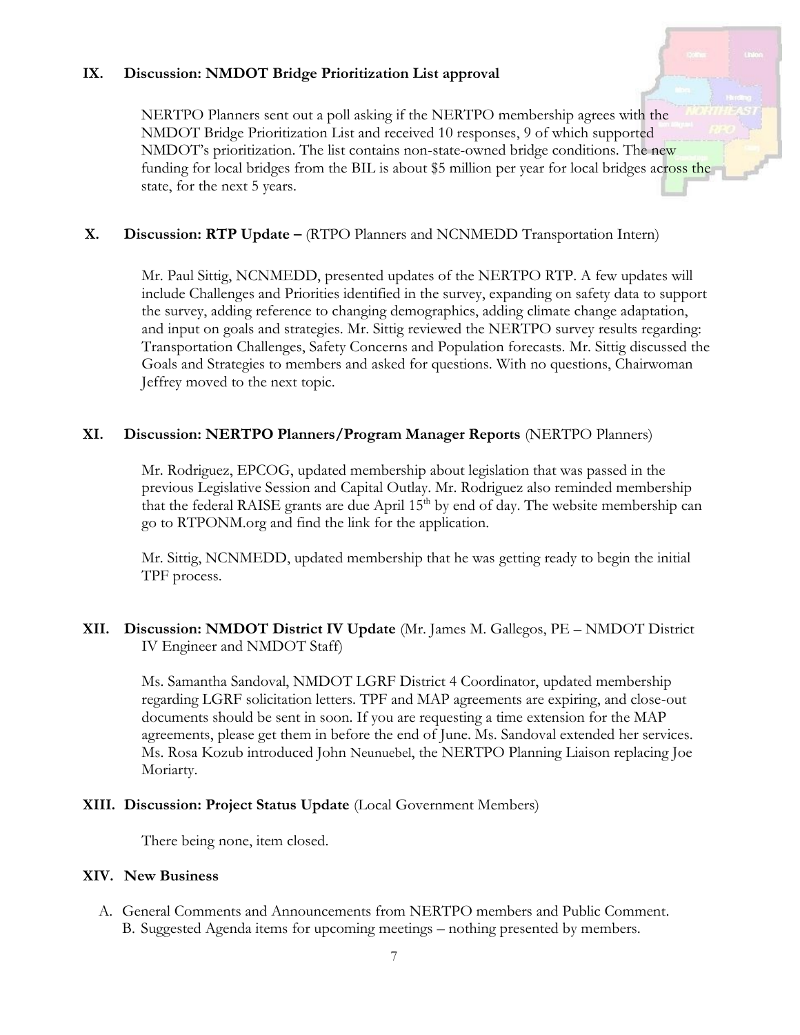## IX. Discussion: NMDOT Bridge Prioritization List approval

NERTPO Planners sent out a poll asking if the NERTPO membership agrees with the NMDOT Bridge Prioritization List and received 10 responses, 9 of which supported NMDOT's prioritization. The list contains non-state-owned bridge conditions. The new funding for local bridges from the BIL is about $5 million per year for local bridges across the state, for the next 5 years.

## X. Discussion: RTP Update – (RTPO Planners and NCNMEDD Transportation Intern)

Mr. Paul Sittig, NCNMEDD, presented updates of the NERTPO RTP. A few updates will include Challenges and Priorities identified in the survey, expanding on safety data to support the survey, adding reference to changing demographics, adding climate change adaptation, and input on goals and strategies. Mr. Sittig reviewed the NERTPO survey results regarding: Transportation Challenges, Safety Concerns and Population forecasts. Mr. Sittig discussed the Goals and Strategies to members and asked for questions. With no questions, Chairwoman Jeffrey moved to the next topic.

## XI. Discussion: NERTPO Planners/Program Manager Reports (NERTPO Planners)

Mr. Rodriguez, EPCOG, updated membership about legislation that was passed in the previous Legislative Session and Capital Outlay. Mr. Rodriguez also reminded membership that the federal RAISE grants are due April 15th by end of day. The website membership can go to RTPONM.org and find the link for the application.

Mr. Sittig, NCNMEDD, updated membership that he was getting ready to begin the initial TPF process.

## XII. Discussion: NMDOT District IV Update (Mr. James M. Gallegos, PE – NMDOT District IV Engineer and NMDOT Staff)

Ms. Samantha Sandoval, NMDOT LGRF District 4 Coordinator, updated membership regarding LGRF solicitation letters. TPF and MAP agreements are expiring, and close-out documents should be sent in soon. If you are requesting a time extension for the MAP agreements, please get them in before the end of June. Ms. Sandoval extended her services. Ms. Rosa Kozub introduced John Neunuebel, the NERTPO Planning Liaison replacing Joe Moriarty.

## XIII. Discussion: Project Status Update (Local Government Members)

There being none, item closed.

## XIV. New Business

A. General Comments and Announcements from NERTPO members and Public Comment.

B. Suggested Agenda items for upcoming meetings – nothing presented by members.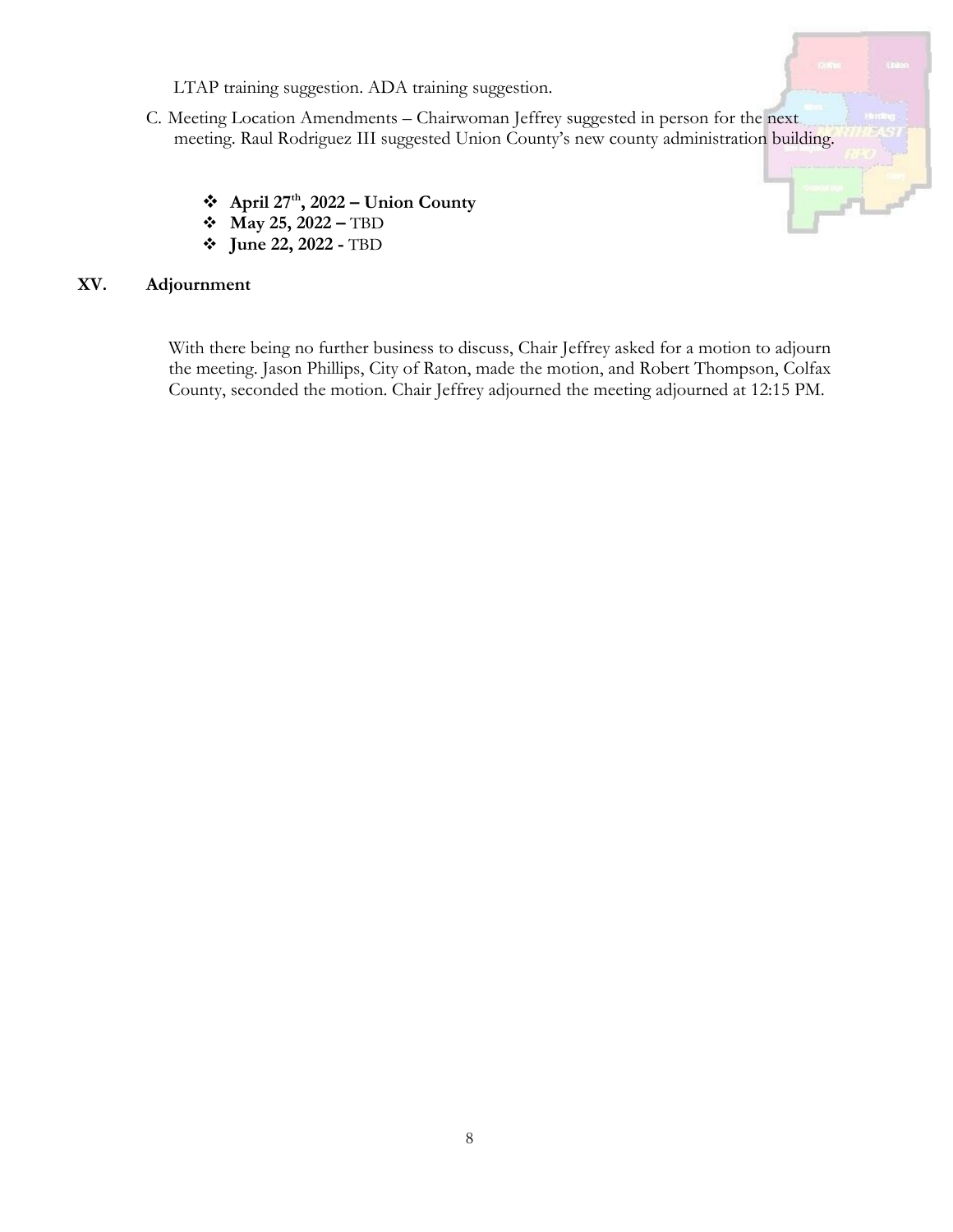LTAP training suggestion. ADA training suggestion.

C. Meeting Location Amendments – Chairwoman Jeffrey suggested in person for the next meeting. Raul Rodriguez III suggested Union County's new county administration building.

- **April 27th, 2022 – Union County**
- **May 25, 2022 –** TBD
- **June 22, 2022 -** TBD

## XV. Adjournment

With there being no further business to discuss, Chair Jeffrey asked for a motion to adjourn the meeting. Jason Phillips, City of Raton, made the motion, and Robert Thompson, Colfax County, seconded the motion. Chair Jeffrey adjourned the meeting adjourned at 12:15 PM.